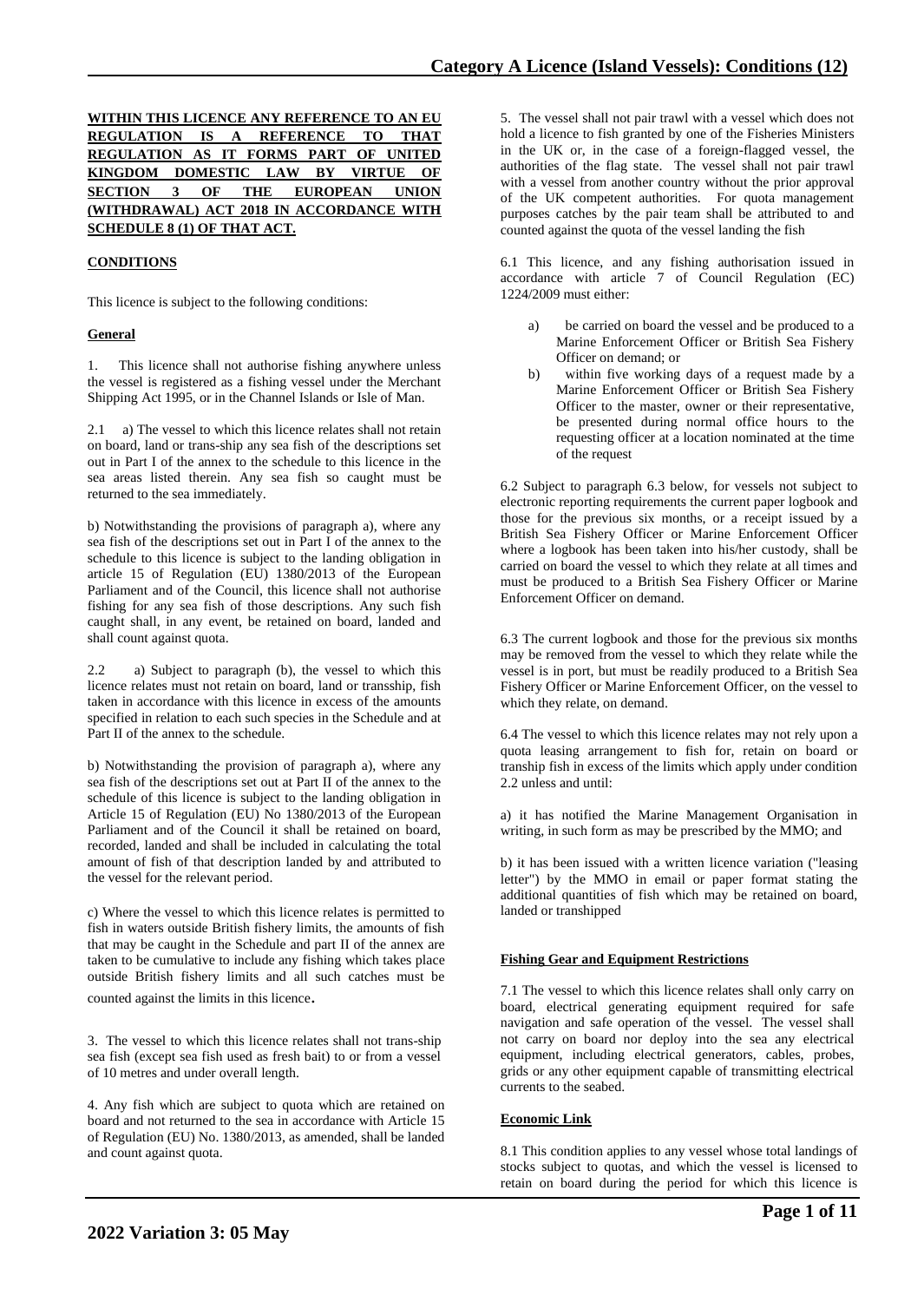**WITHIN THIS LICENCE ANY REFERENCE TO AN EU REGULATION IS A REFERENCE TO THAT REGULATION AS IT FORMS PART OF UNITED KINGDOM DOMESTIC LAW BY VIRTUE OF SECTION 3 OF THE EUROPEAN UNION (WITHDRAWAL) ACT 2018 IN ACCORDANCE WITH SCHEDULE 8 (1) OF THAT ACT.**

## CONDITIONS

This licence is subject to the following conditions:

### General

1. This licence shall not authorise fishing anywhere unless the vessel is registered as a fishing vessel under the Merchant Shipping Act 1995, or in the Channel Islands or Isle of Man.

2.1 a) The vessel to which this licence relates shall not retain on board, land or trans-ship any sea fish of the descriptions set out in Part I of the annex to the schedule to this licence in the sea areas listed therein. Any sea fish so caught must be returned to the sea immediately.

b) Notwithstanding the provisions of paragraph a), where any sea fish of the descriptions set out in Part I of the annex to the schedule to this licence is subject to the landing obligation in article 15 of Regulation (EU) 1380/2013 of the European Parliament and of the Council, this licence shall not authorise fishing for any sea fish of those descriptions. Any such fish caught shall, in any event, be retained on board, landed and shall count against quota.

2.2 a) Subject to paragraph (b), the vessel to which this licence relates must not retain on board, land or transship, fish taken in accordance with this licence in excess of the amounts specified in relation to each such species in the Schedule and at Part II of the annex to the schedule.

b) Notwithstanding the provision of paragraph a), where any sea fish of the descriptions set out at Part II of the annex to the schedule of this licence is subject to the landing obligation in Article 15 of Regulation (EU) No 1380/2013 of the European Parliament and of the Council it shall be retained on board, recorded, landed and shall be included in calculating the total amount of fish of that description landed by and attributed to the vessel for the relevant period.

c) Where the vessel to which this licence relates is permitted to fish in waters outside British fishery limits, the amounts of fish that may be caught in the Schedule and part II of the annex are taken to be cumulative to include any fishing which takes place outside British fishery limits and all such catches must be counted against the limits in this licence.

3. The vessel to which this licence relates shall not trans-ship sea fish (except sea fish used as fresh bait) to or from a vessel of 10 metres and under overall length.

4. Any fish which are subject to quota which are retained on board and not returned to the sea in accordance with Article 15 of Regulation (EU) No. 1380/2013, as amended, shall be landed and count against quota.

5. The vessel shall not pair trawl with a vessel which does not hold a licence to fish granted by one of the Fisheries Ministers in the UK or, in the case of a foreign-flagged vessel, the authorities of the flag state. The vessel shall not pair trawl with a vessel from another country without the prior approval of the UK competent authorities. For quota management purposes catches by the pair team shall be attributed to and counted against the quota of the vessel landing the fish

6.1 This licence, and any fishing authorisation issued in accordance with article 7 of Council Regulation (EC) 1224/2009 must either:

a) be carried on board the vessel and be produced to a Marine Enforcement Officer or British Sea Fishery Officer on demand; or
b) within five working days of a request made by a Marine Enforcement Officer or British Sea Fishery Officer to the master, owner or their representative, be presented during normal office hours to the requesting officer at a location nominated at the time of the request

6.2 Subject to paragraph 6.3 below, for vessels not subject to electronic reporting requirements the current paper logbook and those for the previous six months, or a receipt issued by a British Sea Fishery Officer or Marine Enforcement Officer where a logbook has been taken into his/her custody, shall be carried on board the vessel to which they relate at all times and must be produced to a British Sea Fishery Officer or Marine Enforcement Officer on demand.

6.3 The current logbook and those for the previous six months may be removed from the vessel to which they relate while the vessel is in port, but must be readily produced to a British Sea Fishery Officer or Marine Enforcement Officer, on the vessel to which they relate, on demand.

6.4 The vessel to which this licence relates may not rely upon a quota leasing arrangement to fish for, retain on board or tranship fish in excess of the limits which apply under condition 2.2 unless and until:

a) it has notified the Marine Management Organisation in writing, in such form as may be prescribed by the MMO; and

b) it has been issued with a written licence variation ("leasing letter") by the MMO in email or paper format stating the additional quantities of fish which may be retained on board, landed or transhipped

### Fishing Gear and Equipment Restrictions

7.1 The vessel to which this licence relates shall only carry on board, electrical generating equipment required for safe navigation and safe operation of the vessel. The vessel shall not carry on board nor deploy into the sea any electrical equipment, including electrical generators, cables, probes, grids or any other equipment capable of transmitting electrical currents to the seabed.

### Economic Link

8.1 This condition applies to any vessel whose total landings of stocks subject to quotas, and which the vessel is licensed to retain on board during the period for which this licence is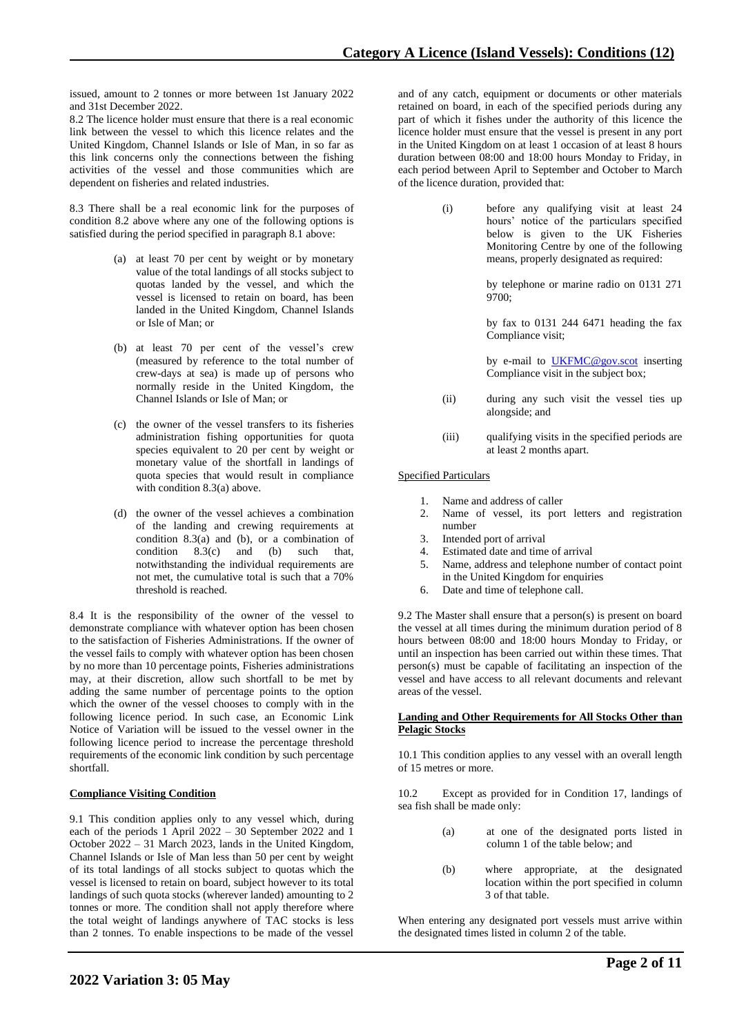issued, amount to 2 tonnes or more between 1st January 2022 and 31st December 2022.

8.2 The licence holder must ensure that there is a real economic link between the vessel to which this licence relates and the United Kingdom, Channel Islands or Isle of Man, in so far as this link concerns only the connections between the fishing activities of the vessel and those communities which are dependent on fisheries and related industries.

8.3 There shall be a real economic link for the purposes of condition 8.2 above where any one of the following options is satisfied during the period specified in paragraph 8.1 above:

(a) at least 70 per cent by weight or by monetary value of the total landings of all stocks subject to quotas landed by the vessel, and which the vessel is licensed to retain on board, has been landed in the United Kingdom, Channel Islands or Isle of Man; or

(b) at least 70 per cent of the vessel's crew (measured by reference to the total number of crew-days at sea) is made up of persons who normally reside in the United Kingdom, the Channel Islands or Isle of Man; or

(c) the owner of the vessel transfers to its fisheries administration fishing opportunities for quota species equivalent to 20 per cent by weight or monetary value of the shortfall in landings of quota species that would result in compliance with condition 8.3(a) above.

(d) the owner of the vessel achieves a combination of the landing and crewing requirements at condition 8.3(a) and (b), or a combination of condition 8.3(c) and (b) such that, notwithstanding the individual requirements are not met, the cumulative total is such that a 70% threshold is reached.

8.4 It is the responsibility of the owner of the vessel to demonstrate compliance with whatever option has been chosen to the satisfaction of Fisheries Administrations. If the owner of the vessel fails to comply with whatever option has been chosen by no more than 10 percentage points, Fisheries administrations may, at their discretion, allow such shortfall to be met by adding the same number of percentage points to the option which the owner of the vessel chooses to comply with in the following licence period. In such case, an Economic Link Notice of Variation will be issued to the vessel owner in the following licence period to increase the percentage threshold requirements of the economic link condition by such percentage shortfall.

**Compliance Visiting Condition**

9.1 This condition applies only to any vessel which, during each of the periods 1 April 2022 – 30 September 2022 and 1 October 2022 – 31 March 2023, lands in the United Kingdom, Channel Islands or Isle of Man less than 50 per cent by weight of its total landings of all stocks subject to quotas which the vessel is licensed to retain on board, subject however to its total landings of such quota stocks (wherever landed) amounting to 2 tonnes or more. The condition shall not apply therefore where the total weight of landings anywhere of TAC stocks is less than 2 tonnes. To enable inspections to be made of the vessel and of any catch, equipment or documents or other materials retained on board, in each of the specified periods during any part of which it fishes under the authority of this licence the licence holder must ensure that the vessel is present in any port in the United Kingdom on at least 1 occasion of at least 8 hours duration between 08:00 and 18:00 hours Monday to Friday, in each period between April to September and October to March of the licence duration, provided that:

(i) before any qualifying visit at least 24 hours' notice of the particulars specified below is given to the UK Fisheries Monitoring Centre by one of the following means, properly designated as required:

by telephone or marine radio on 0131 271 9700;

by fax to 0131 244 6471 heading the fax Compliance visit;

by e-mail to UKFMC@gov.scot inserting Compliance visit in the subject box;

(ii) during any such visit the vessel ties up alongside; and

(iii) qualifying visits in the specified periods are at least 2 months apart.

Specified Particulars

1. Name and address of caller
2. Name of vessel, its port letters and registration number
3. Intended port of arrival
4. Estimated date and time of arrival
5. Name, address and telephone number of contact point in the United Kingdom for enquiries
6. Date and time of telephone call.

9.2 The Master shall ensure that a person(s) is present on board the vessel at all times during the minimum duration period of 8 hours between 08:00 and 18:00 hours Monday to Friday, or until an inspection has been carried out within these times. That person(s) must be capable of facilitating an inspection of the vessel and have access to all relevant documents and relevant areas of the vessel.

**Landing and Other Requirements for All Stocks Other than Pelagic Stocks**

10.1 This condition applies to any vessel with an overall length of 15 metres or more.

10.2 Except as provided for in Condition 17, landings of sea fish shall be made only:

(a) at one of the designated ports listed in column 1 of the table below; and

(b) where appropriate, at the designated location within the port specified in column 3 of that table.

When entering any designated port vessels must arrive within the designated times listed in column 2 of the table.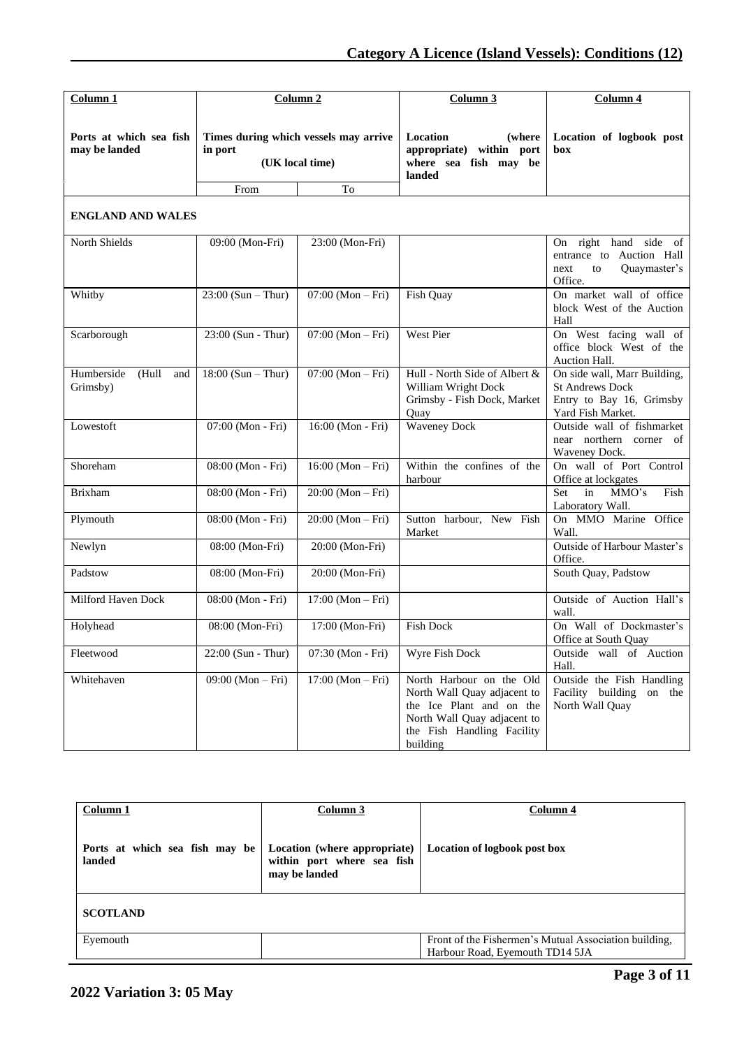| Column 1 | Column 2 | | Column 3 | Column 4 |
|---|---|---|---|---|
| **Ports at which sea fish may be landed** | **Times during which vessels may arrive in port (UK local time)** | | **Location (where appropriate) within port where sea fish may be landed** | **Location of logbook post box** |
| | From | To | | |
| **ENGLAND AND WALES** | | | | |
| North Shields | 09:00 (Mon-Fri) | 23:00 (Mon-Fri) | | On right hand side of entrance to Auction Hall next to Quaymaster's Office. |
| Whitby | 23:00 (Sun – Thur) | 07:00 (Mon – Fri) | Fish Quay | On market wall of office block West of the Auction Hall |
| Scarborough | 23:00 (Sun - Thur) | 07:00 (Mon – Fri) | West Pier | On West facing wall of office block West of the Auction Hall. |
| Humberside (Hull and Grimsby) | 18:00 (Sun – Thur) | 07:00 (Mon – Fri) | Hull - North Side of Albert & William Wright Dock Grimsby - Fish Dock, Market Quay | On side wall, Marr Building, St Andrews Dock Entry to Bay 16, Grimsby Yard Fish Market. |
| Lowestoft | 07:00 (Mon - Fri) | 16:00 (Mon - Fri) | Waveney Dock | Outside wall of fishmarket near northern corner of Waveney Dock. |
| Shoreham | 08:00 (Mon - Fri) | 16:00 (Mon – Fri) | Within the confines of the harbour | On wall of Port Control Office at lockgates |
| Brixham | 08:00 (Mon - Fri) | 20:00 (Mon – Fri) | | Set in MMO's Fish Laboratory Wall. |
| Plymouth | 08:00 (Mon - Fri) | 20:00 (Mon – Fri) | Sutton harbour, New Fish Market | On MMO Marine Office Wall. |
| Newlyn | 08:00 (Mon-Fri) | 20:00 (Mon-Fri) | | Outside of Harbour Master's Office. |
| Padstow | 08:00 (Mon-Fri) | 20:00 (Mon-Fri) | | South Quay, Padstow |
| Milford Haven Dock | 08:00 (Mon - Fri) | 17:00 (Mon – Fri) | | Outside of Auction Hall's wall. |
| Holyhead | 08:00 (Mon-Fri) | 17:00 (Mon-Fri) | Fish Dock | On Wall of Dockmaster's Office at South Quay |
| Fleetwood | 22:00 (Sun - Thur) | 07:30 (Mon - Fri) | Wyre Fish Dock | Outside wall of Auction Hall. |
| Whitehaven | 09:00 (Mon – Fri) | 17:00 (Mon – Fri) | North Harbour on the Old North Wall Quay adjacent to the Ice Plant and on the North Wall Quay adjacent to the Fish Handling Facility building | Outside the Fish Handling Facility building on the North Wall Quay |

| Column 1 | Column 3 | Column 4 |
|---|---|---|
| **Ports at which sea fish may be landed** | **Location (where appropriate) within port where sea fish may be landed** | **Location of logbook post box** |
| **SCOTLAND** | | |
| Eyemouth | | Front of the Fishermen's Mutual Association building, Harbour Road, Eyemouth TD14 5JA |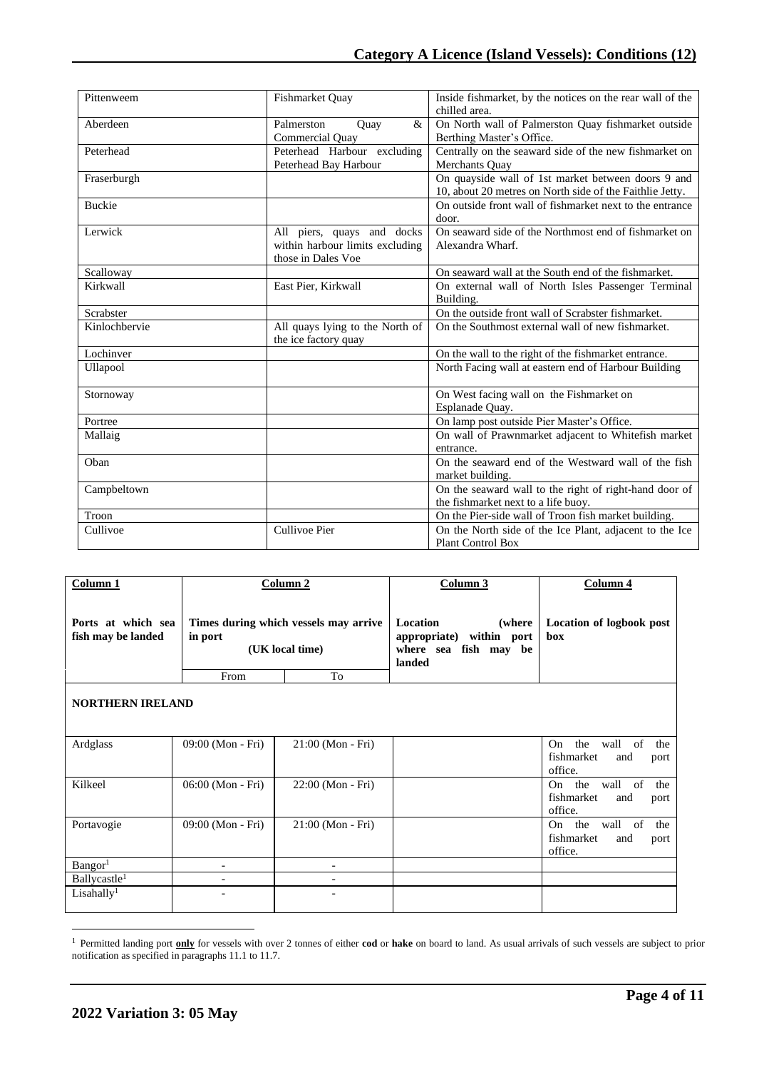| | | |
|---|---|---|
| Pittenweem | Fishmarket Quay | Inside fishmarket, by the notices on the rear wall of the chilled area. |
| Aberdeen | Palmerston Quay & Commercial Quay | On North wall of Palmerston Quay fishmarket outside Berthing Master's Office. |
| Peterhead | Peterhead Harbour excluding Peterhead Bay Harbour | Centrally on the seaward side of the new fishmarket on Merchants Quay |
| Fraserburgh | | On quayside wall of 1st market between doors 9 and 10, about 20 metres on North side of the Faithlie Jetty. |
| Buckie | | On outside front wall of fishmarket next to the entrance door. |
| Lerwick | All piers, quays and docks within harbour limits excluding those in Dales Voe | On seaward side of the Northmost end of fishmarket on Alexandra Wharf. |
| Scalloway | | On seaward wall at the South end of the fishmarket. |
| Kirkwall | East Pier, Kirkwall | On external wall of North Isles Passenger Terminal Building. |
| Scrabster | | On the outside front wall of Scrabster fishmarket. |
| Kinlochbervie | All quays lying to the North of the ice factory quay | On the Southmost external wall of new fishmarket. |
| Lochinver | | On the wall to the right of the fishmarket entrance. |
| Ullapool | | North Facing wall at eastern end of Harbour Building |
| Stornoway | | On West facing wall on the Fishmarket on Esplanade Quay. |
| Portree | | On lamp post outside Pier Master's Office. |
| Mallaig | | On wall of Prawnmarket adjacent to Whitefish market entrance. |
| Oban | | On the seaward end of the Westward wall of the fish market building. |
| Campbeltown | | On the seaward wall to the right of right-hand door of the fishmarket next to a life buoy. |
| Troon | | On the Pier-side wall of Troon fish market building. |
| Cullivoe | Cullivoe Pier | On the North side of the Ice Plant, adjacent to the Ice Plant Control Box |

| Column 1 | Column 2 | | Column 3 | Column 4 |
|---|---|---|---|---|
| **Ports at which sea fish may be landed** | **Times during which vessels may arrive in port (UK local time)** | | **Location (where appropriate) within port where sea fish may be landed** | **Location of logbook post box** |
| | From | To | | |
| **NORTHERN IRELAND** | | | | |
| Ardglass | 09:00 (Mon - Fri) | 21:00 (Mon - Fri) | | On the wall of the fishmarket and port office. |
| Kilkeel | 06:00 (Mon - Fri) | 22:00 (Mon - Fri) | | On the wall of the fishmarket and port office. |
| Portavogie | 09:00 (Mon - Fri) | 21:00 (Mon - Fri) | | On the wall of the fishmarket and port office. |
| Bangor[1] | - | - | | |
| Ballycastle[1] | - | - | | |
| Lisahally[1] | - | - | | |

[1] Permitted landing port **only** for vessels with over 2 tonnes of either **cod** or **hake** on board to land. As usual arrivals of such vessels are subject to prior notification as specified in paragraphs 11.1 to 11.7.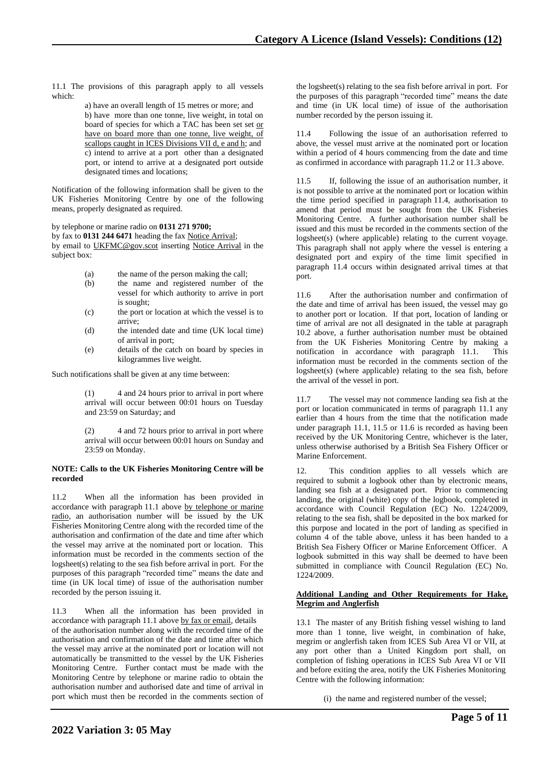11.1 The provisions of this paragraph apply to all vessels which:

a) have an overall length of 15 metres or more; and

b) have more than one tonne, live weight, in total on board of species for which a TAC has been set set or have on board more than one tonne, live weight, of scallops caught in ICES Divisions VII d, e and h; and

c) intend to arrive at a port other than a designated port, or intend to arrive at a designated port outside designated times and locations;

Notification of the following information shall be given to the UK Fisheries Monitoring Centre by one of the following means, properly designated as required.

by telephone or marine radio on **0131 271 9700;**
by fax to **0131 244 6471** heading the fax Notice Arrival;
by email to UKFMC@gov.scot inserting Notice Arrival in the subject box:

(a) the name of the person making the call;
(b) the name and registered number of the vessel for which authority to arrive in port is sought;
(c) the port or location at which the vessel is to arrive;
(d) the intended date and time (UK local time) of arrival in port;
(e) details of the catch on board by species in kilogrammes live weight.

Such notifications shall be given at any time between:

(1) 4 and 24 hours prior to arrival in port where arrival will occur between 00:01 hours on Tuesday and 23:59 on Saturday; and

(2) 4 and 72 hours prior to arrival in port where arrival will occur between 00:01 hours on Sunday and 23:59 on Monday.

**NOTE: Calls to the UK Fisheries Monitoring Centre will be recorded**

11.2 When all the information has been provided in accordance with paragraph 11.1 above by telephone or marine radio, an authorisation number will be issued by the UK Fisheries Monitoring Centre along with the recorded time of the authorisation and confirmation of the date and time after which the vessel may arrive at the nominated port or location. This information must be recorded in the comments section of the logsheet(s) relating to the sea fish before arrival in port. For the purposes of this paragraph "recorded time" means the date and time (in UK local time) of issue of the authorisation number recorded by the person issuing it.

11.3 When all the information has been provided in accordance with paragraph 11.1 above by fax or email, details of the authorisation number along with the recorded time of the authorisation and confirmation of the date and time after which the vessel may arrive at the nominated port or location will not automatically be transmitted to the vessel by the UK Fisheries Monitoring Centre. Further contact must be made with the Monitoring Centre by telephone or marine radio to obtain the authorisation number and authorised date and time of arrival in port which must then be recorded in the comments section of the logsheet(s) relating to the sea fish before arrival in port. For the purposes of this paragraph "recorded time" means the date and time (in UK local time) of issue of the authorisation number recorded by the person issuing it.

11.4 Following the issue of an authorisation referred to above, the vessel must arrive at the nominated port or location within a period of 4 hours commencing from the date and time as confirmed in accordance with paragraph 11.2 or 11.3 above.

11.5 If, following the issue of an authorisation number, it is not possible to arrive at the nominated port or location within the time period specified in paragraph 11.4, authorisation to amend that period must be sought from the UK Fisheries Monitoring Centre. A further authorisation number shall be issued and this must be recorded in the comments section of the logsheet(s) (where applicable) relating to the current voyage. This paragraph shall not apply where the vessel is entering a designated port and expiry of the time limit specified in paragraph 11.4 occurs within designated arrival times at that port.

11.6 After the authorisation number and confirmation of the date and time of arrival has been issued, the vessel may go to another port or location. If that port, location of landing or time of arrival are not all designated in the table at paragraph 10.2 above, a further authorisation number must be obtained from the UK Fisheries Monitoring Centre by making a notification in accordance with paragraph 11.1. This information must be recorded in the comments section of the logsheet(s) (where applicable) relating to the sea fish, before the arrival of the vessel in port.

11.7 The vessel may not commence landing sea fish at the port or location communicated in terms of paragraph 11.1 any earlier than 4 hours from the time that the notification made under paragraph 11.1, 11.5 or 11.6 is recorded as having been received by the UK Monitoring Centre, whichever is the later, unless otherwise authorised by a British Sea Fishery Officer or Marine Enforcement.

12. This condition applies to all vessels which are required to submit a logbook other than by electronic means, landing sea fish at a designated port. Prior to commencing landing, the original (white) copy of the logbook, completed in accordance with Council Regulation (EC) No. 1224/2009, relating to the sea fish, shall be deposited in the box marked for this purpose and located in the port of landing as specified in column 4 of the table above, unless it has been handed to a British Sea Fishery Officer or Marine Enforcement Officer. A logbook submitted in this way shall be deemed to have been submitted in compliance with Council Regulation (EC) No. 1224/2009.

**Additional Landing and Other Requirements for Hake, Megrim and Anglerfish**

13.1 The master of any British fishing vessel wishing to land more than 1 tonne, live weight, in combination of hake, megrim or anglerfish taken from ICES Sub Area VI or VII, at any port other than a United Kingdom port shall, on completion of fishing operations in ICES Sub Area VI or VII and before exiting the area, notify the UK Fisheries Monitoring Centre with the following information:

(i) the name and registered number of the vessel;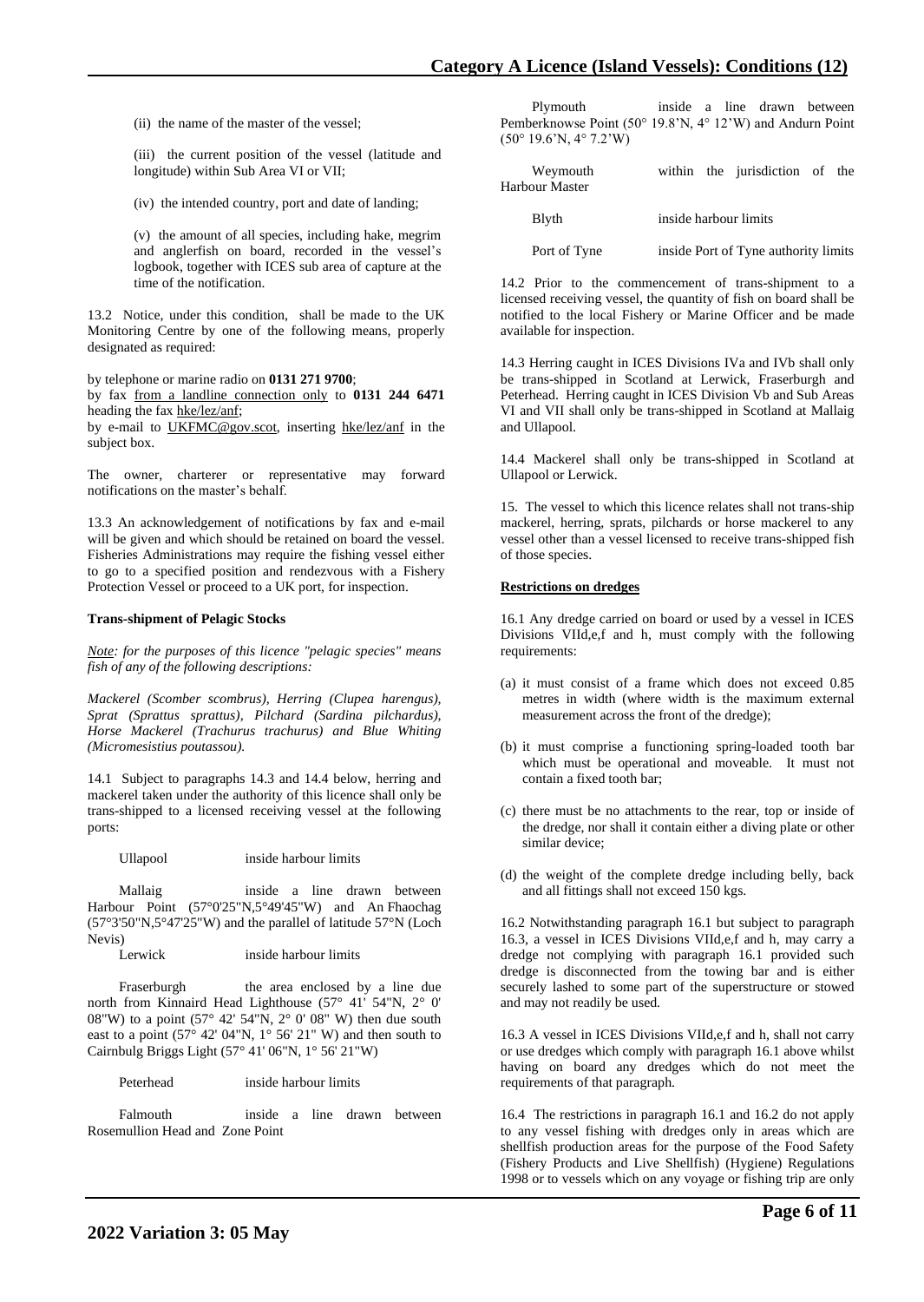(ii) the name of the master of the vessel;

(iii) the current position of the vessel (latitude and longitude) within Sub Area VI or VII;

(iv) the intended country, port and date of landing;

(v) the amount of all species, including hake, megrim and anglerfish on board, recorded in the vessel's logbook, together with ICES sub area of capture at the time of the notification.

13.2 Notice, under this condition, shall be made to the UK Monitoring Centre by one of the following means, properly designated as required:

by telephone or marine radio on **0131 271 9700**;
by fax from a landline connection only to **0131 244 6471** heading the fax hke/lez/anf;
by e-mail to UKFMC@gov.scot, inserting hke/lez/anf in the subject box.

The owner, charterer or representative may forward notifications on the master's behalf.

13.3 An acknowledgement of notifications by fax and e-mail will be given and which should be retained on board the vessel. Fisheries Administrations may require the fishing vessel either to go to a specified position and rendezvous with a Fishery Protection Vessel or proceed to a UK port, for inspection.

**Trans-shipment of Pelagic Stocks**

*Note: for the purposes of this licence "pelagic species" means fish of any of the following descriptions:*

*Mackerel (Scomber scombrus), Herring (Clupea harengus), Sprat (Sprattus sprattus), Pilchard (Sardina pilchardus), Horse Mackerel (Trachurus trachurus) and Blue Whiting (Micromesistius poutassou).*

14.1 Subject to paragraphs 14.3 and 14.4 below, herring and mackerel taken under the authority of this licence shall only be trans-shipped to a licensed receiving vessel at the following ports:

| Port | Area |
|---|---|
| Ullapool | inside harbour limits |
| Mallaig | inside a line drawn between Harbour Point (57°0'25"N,5°49'45"W) and An Fhaochag (57°3'50"N,5°47'25"W) and the parallel of latitude 57°N (Loch Nevis) |
| Lerwick | inside harbour limits |
| Fraserburgh | the area enclosed by a line due north from Kinnaird Head Lighthouse (57° 41' 54"N, 2° 0' 08"W) to a point (57° 42' 54"N, 2° 0' 08" W) then due south east to a point (57° 42' 04"N, 1° 56' 21" W) and then south to Cairnbulg Briggs Light (57° 41' 06"N, 1° 56' 21"W) |
| Peterhead | inside harbour limits |
| Falmouth | inside a line drawn between Rosemullion Head and Zone Point |
| Plymouth | inside a line drawn between Pemberknowse Point (50° 19.8'N, 4° 12'W) and Andurn Point (50° 19.6'N, 4° 7.2'W) |
| Weymouth | within the jurisdiction of the Harbour Master |
| Blyth | inside harbour limits |
| Port of Tyne | inside Port of Tyne authority limits |

14.2 Prior to the commencement of trans-shipment to a licensed receiving vessel, the quantity of fish on board shall be notified to the local Fishery or Marine Officer and be made available for inspection.

14.3 Herring caught in ICES Divisions IVa and IVb shall only be trans-shipped in Scotland at Lerwick, Fraserburgh and Peterhead. Herring caught in ICES Division Vb and Sub Areas VI and VII shall only be trans-shipped in Scotland at Mallaig and Ullapool.

14.4 Mackerel shall only be trans-shipped in Scotland at Ullapool or Lerwick.

15. The vessel to which this licence relates shall not trans-ship mackerel, herring, sprats, pilchards or horse mackerel to any vessel other than a vessel licensed to receive trans-shipped fish of those species.

**Restrictions on dredges**

16.1 Any dredge carried on board or used by a vessel in ICES Divisions VIId,e,f and h, must comply with the following requirements:

(a) it must consist of a frame which does not exceed 0.85 metres in width (where width is the maximum external measurement across the front of the dredge);

(b) it must comprise a functioning spring-loaded tooth bar which must be operational and moveable. It must not contain a fixed tooth bar;

(c) there must be no attachments to the rear, top or inside of the dredge, nor shall it contain either a diving plate or other similar device;

(d) the weight of the complete dredge including belly, back and all fittings shall not exceed 150 kgs.

16.2 Notwithstanding paragraph 16.1 but subject to paragraph 16.3, a vessel in ICES Divisions VIId,e,f and h, may carry a dredge not complying with paragraph 16.1 provided such dredge is disconnected from the towing bar and is either securely lashed to some part of the superstructure or stowed and may not readily be used.

16.3 A vessel in ICES Divisions VIId,e,f and h, shall not carry or use dredges which comply with paragraph 16.1 above whilst having on board any dredges which do not meet the requirements of that paragraph.

16.4 The restrictions in paragraph 16.1 and 16.2 do not apply to any vessel fishing with dredges only in areas which are shellfish production areas for the purpose of the Food Safety (Fishery Products and Live Shellfish) (Hygiene) Regulations 1998 or to vessels which on any voyage or fishing trip are only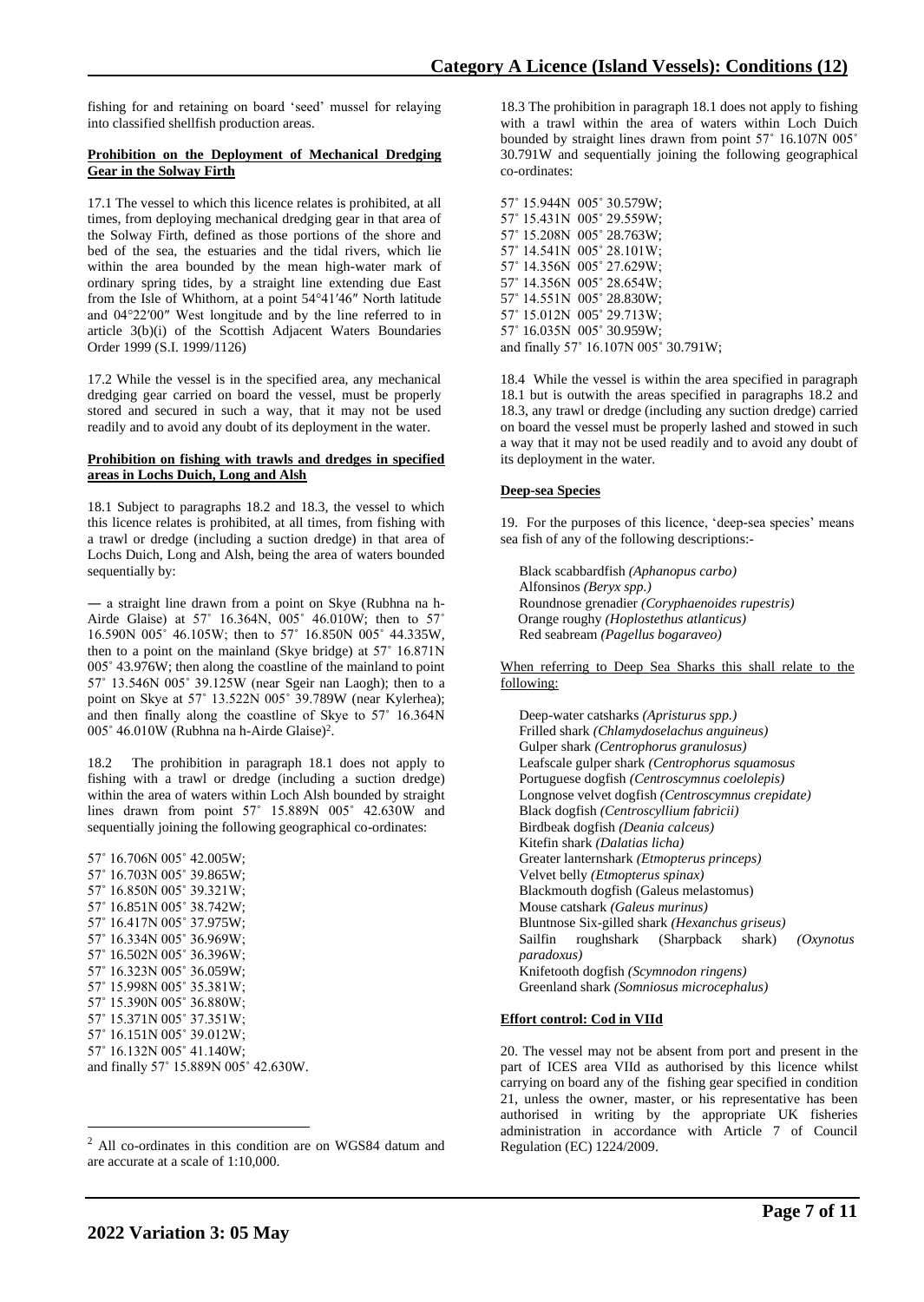fishing for and retaining on board 'seed' mussel for relaying into classified shellfish production areas.

**Prohibition on the Deployment of Mechanical Dredging Gear in the Solway Firth**

17.1 The vessel to which this licence relates is prohibited, at all times, from deploying mechanical dredging gear in that area of the Solway Firth, defined as those portions of the shore and bed of the sea, the estuaries and the tidal rivers, which lie within the area bounded by the mean high-water mark of ordinary spring tides, by a straight line extending due East from the Isle of Whithorn, at a point 54°41′46″ North latitude and 04°22′00″ West longitude and by the line referred to in article 3(b)(i) of the Scottish Adjacent Waters Boundaries Order 1999 (S.I. 1999/1126)

17.2 While the vessel is in the specified area, any mechanical dredging gear carried on board the vessel, must be properly stored and secured in such a way, that it may not be used readily and to avoid any doubt of its deployment in the water.

**Prohibition on fishing with trawls and dredges in specified areas in Lochs Duich, Long and Alsh**

18.1 Subject to paragraphs 18.2 and 18.3, the vessel to which this licence relates is prohibited, at all times, from fishing with a trawl or dredge (including a suction dredge) in that area of Lochs Duich, Long and Alsh, being the area of waters bounded sequentially by:

― a straight line drawn from a point on Skye (Rubhna na h-Airde Glaise) at 57˚ 16.364N, 005˚ 46.010W; then to 57˚ 16.590N 005˚ 46.105W; then to 57˚ 16.850N 005˚ 44.335W, then to a point on the mainland (Skye bridge) at 57˚ 16.871N 005˚ 43.976W; then along the coastline of the mainland to point 57˚ 13.546N 005˚ 39.125W (near Sgeir nan Laogh); then to a point on Skye at 57˚ 13.522N 005˚ 39.789W (near Kylerhea); and then finally along the coastline of Skye to 57˚ 16.364N 005˚ 46.010W (Rubhna na h-Airde Glaise)[2].

18.2 The prohibition in paragraph 18.1 does not apply to fishing with a trawl or dredge (including a suction dredge) within the area of waters within Loch Alsh bounded by straight lines drawn from point 57˚ 15.889N 005˚ 42.630W and sequentially joining the following geographical co-ordinates:

57˚ 16.706N 005˚ 42.005W;
57˚ 16.703N 005˚ 39.865W;
57˚ 16.850N 005˚ 39.321W;
57˚ 16.851N 005˚ 38.742W;
57˚ 16.417N 005˚ 37.975W;
57˚ 16.334N 005˚ 36.969W;
57˚ 16.502N 005˚ 36.396W;
57˚ 16.323N 005˚ 36.059W;
57˚ 15.998N 005˚ 35.381W;
57˚ 15.390N 005˚ 36.880W;
57˚ 15.371N 005˚ 37.351W;
57˚ 16.151N 005˚ 39.012W;
57˚ 16.132N 005˚ 41.140W;
and finally 57˚ 15.889N 005˚ 42.630W.

18.3 The prohibition in paragraph 18.1 does not apply to fishing with a trawl within the area of waters within Loch Duich bounded by straight lines drawn from point 57˚ 16.107N 005˚ 30.791W and sequentially joining the following geographical co-ordinates:

57˚ 15.944N 005˚ 30.579W;
57˚ 15.431N 005˚ 29.559W;
57˚ 15.208N 005˚ 28.763W;
57˚ 14.541N 005˚ 28.101W;
57˚ 14.356N 005˚ 27.629W;
57˚ 14.356N 005˚ 28.654W;
57˚ 14.551N 005˚ 28.830W;
57˚ 15.012N 005˚ 29.713W;
57˚ 16.035N 005˚ 30.959W;
and finally 57˚ 16.107N 005˚ 30.791W;

18.4 While the vessel is within the area specified in paragraph 18.1 but is outwith the areas specified in paragraphs 18.2 and 18.3, any trawl or dredge (including any suction dredge) carried on board the vessel must be properly lashed and stowed in such a way that it may not be used readily and to avoid any doubt of its deployment in the water.

**Deep-sea Species**

19. For the purposes of this licence, 'deep-sea species' means sea fish of any of the following descriptions:-

Black scabbardfish *(Aphanopus carbo)*
Alfonsinos *(Beryx spp.)*
Roundnose grenadier *(Coryphaenoides rupestris)*
Orange roughy *(Hoplostethus atlanticus)*
Red seabream *(Pagellus bogaraveo)*

When referring to Deep Sea Sharks this shall relate to the following:

Deep-water catsharks *(Apristurus spp.)*
Frilled shark *(Chlamydoselachus anguineus)*
Gulper shark *(Centrophorus granulosus)*
Leafscale gulper shark *(Centrophorus squamosus*
Portuguese dogfish *(Centroscymnus coelolepis)*
Longnose velvet dogfish *(Centroscymnus crepidate)*
Black dogfish *(Centroscyllium fabricii)*
Birdbeak dogfish *(Deania calceus)*
Kitefin shark *(Dalatias licha)*
Greater lanternshark *(Etmopterus princeps)*
Velvet belly *(Etmopterus spinax)*
Blackmouth dogfish (Galeus melastomus)
Mouse catshark *(Galeus murinus)*
Bluntnose Six-gilled shark *(Hexanchus griseus)*
Sailfin roughshark (Sharpback shark) *(Oxynotus paradoxus)*
Knifetooth dogfish *(Scymnodon ringens)*
Greenland shark *(Somniosus microcephalus)*

**Effort control: Cod in VIId**

20. The vessel may not be absent from port and present in the part of ICES area VIId as authorised by this licence whilst carrying on board any of the fishing gear specified in condition 21, unless the owner, master, or his representative has been authorised in writing by the appropriate UK fisheries administration in accordance with Article 7 of Council Regulation (EC) 1224/2009.

[2] All co-ordinates in this condition are on WGS84 datum and are accurate at a scale of 1:10,000.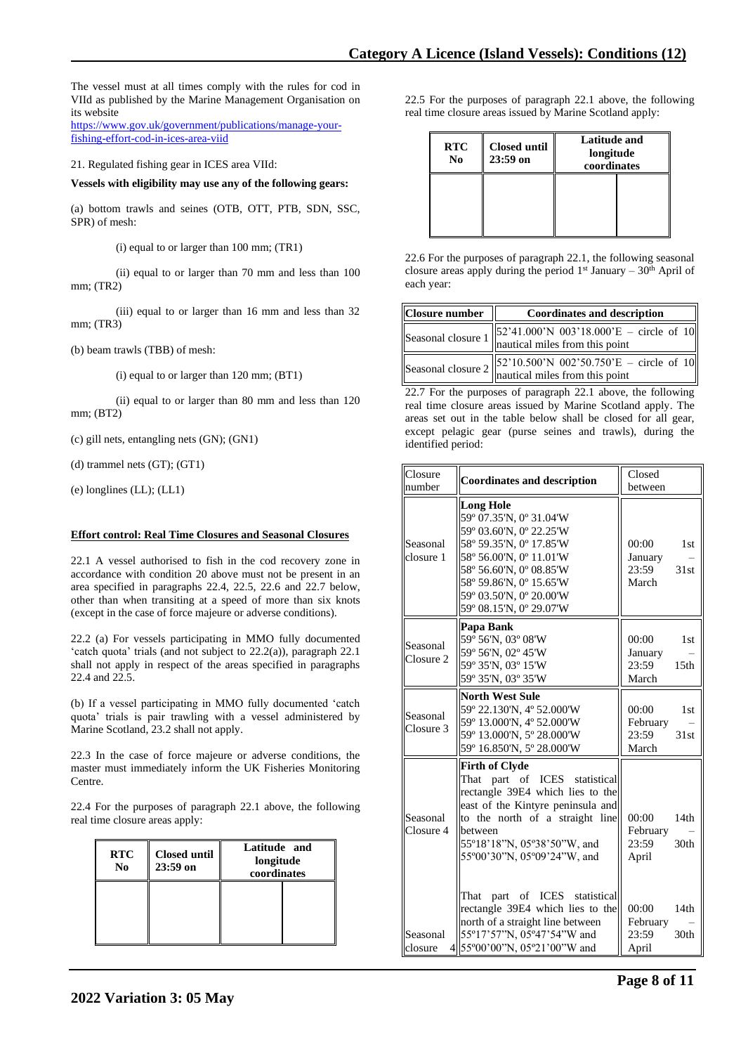The vessel must at all times comply with the rules for cod in VIId as published by the Marine Management Organisation on its website https://www.gov.uk/government/publications/manage-your-fishing-effort-cod-in-ices-area-viid

21. Regulated fishing gear in ICES area VIId:

**Vessels with eligibility may use any of the following gears:**

(a) bottom trawls and seines (OTB, OTT, PTB, SDN, SSC, SPR) of mesh:

(i) equal to or larger than 100 mm; (TR1)

(ii) equal to or larger than 70 mm and less than 100 mm; (TR2)

(iii) equal to or larger than 16 mm and less than 32 mm; (TR3)

(b) beam trawls (TBB) of mesh:

(i) equal to or larger than 120 mm; (BT1)

(ii) equal to or larger than 80 mm and less than 120 mm; (BT2)

(c) gill nets, entangling nets (GN); (GN1)

(d) trammel nets (GT); (GT1)

(e) longlines (LL); (LL1)

**Effort control: Real Time Closures and Seasonal Closures**

22.1 A vessel authorised to fish in the cod recovery zone in accordance with condition 20 above must not be present in an area specified in paragraphs 22.4, 22.5, 22.6 and 22.7 below, other than when transiting at a speed of more than six knots (except in the case of force majeure or adverse conditions).

22.2 (a) For vessels participating in MMO fully documented 'catch quota' trials (and not subject to 22.2(a)), paragraph 22.1 shall not apply in respect of the areas specified in paragraphs 22.4 and 22.5.

(b) If a vessel participating in MMO fully documented 'catch quota' trials is pair trawling with a vessel administered by Marine Scotland, 23.2 shall not apply.

22.3 In the case of force majeure or adverse conditions, the master must immediately inform the UK Fisheries Monitoring Centre.

22.4 For the purposes of paragraph 22.1 above, the following real time closure areas apply:

| RTC No | Closed until 23:59 on | Latitude and longitude coordinates | |
|---|---|---|---|
| | | | |

22.5 For the purposes of paragraph 22.1 above, the following real time closure areas issued by Marine Scotland apply:

| RTC No | Closed until 23:59 on | Latitude and longitude coordinates | |
|---|---|---|---|
| | | | |

22.6 For the purposes of paragraph 22.1, the following seasonal closure areas apply during the period 1st January – 30th April of each year:

| Closure number | Coordinates and description |
|---|---|
| Seasonal closure 1 | 52'41.000'N 003'18.000'E – circle of 10 nautical miles from this point |
| Seasonal closure 2 | 52'10.500'N 002'50.750'E – circle of 10 nautical miles from this point |

22.7 For the purposes of paragraph 22.1 above, the following real time closure areas issued by Marine Scotland apply. The areas set out in the table below shall be closed for all gear, except pelagic gear (purse seines and trawls), during the identified period:

| Closure number | Coordinates and description | Closed between |
|---|---|---|
| Seasonal closure 1 | **Long Hole**<br>59º 07.35'N, 0º 31.04'W<br>59º 03.60'N, 0º 22.25'W<br>58º 59.35'N, 0º 17.85'W<br>58º 56.00'N, 0º 11.01'W<br>58º 56.60'N, 0º 08.85'W<br>58º 59.86'N, 0º 15.65'W<br>59º 03.50'N, 0º 20.00'W<br>59º 08.15'N, 0º 29.07'W | 00:00 1st January – 23:59 31st March |
| Seasonal Closure 2 | **Papa Bank**<br>59º 56'N, 03º 08'W<br>59º 56'N, 02º 45'W<br>59º 35'N, 03º 15'W<br>59º 35'N, 03º 35'W | 00:00 1st January – 23:59 15th March |
| Seasonal Closure 3 | **North West Sule**<br>59º 22.130'N, 4º 52.000'W<br>59º 13.000'N, 4º 52.000'W<br>59º 13.000'N, 5º 28.000'W<br>59º 16.850'N, 5º 28.000'W | 00:00 1st February – 23:59 31st March |
| Seasonal Closure 4 | **Firth of Clyde**<br>That part of ICES statistical rectangle 39E4 which lies to the east of the Kintyre peninsula and to the north of a straight line between<br>55º18'18"N, 05º38'50"W, and<br>55º00'30"N, 05º09'24"W, and | 00:00 14th February – 23:59 30th April |
| Seasonal closure 4 | That part of ICES statistical rectangle 39E4 which lies to the north of a straight line between<br>55º17'57"N, 05º47'54"W and<br>55º00'00"N, 05º21'00"W and | 00:00 14th February – 23:59 30th April |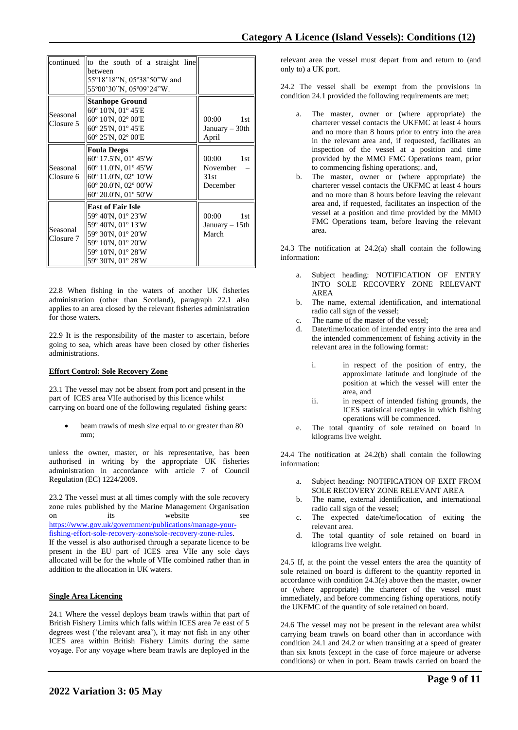| | | |
|---|---|---|
| continued | to the south of a straight line between 55°18'18"N, 05°38'50"W and 55°00'30"N, 05°09'24"W. | |
| Seasonal Closure 5 | **Stanhope Ground**<br>60° 10'N, 01° 45'E<br>60° 10'N, 02° 00'E<br>60° 25'N, 01° 45'E<br>60° 25'N, 02° 00'E | 00:00 1st January – 30th April |
| Seasonal Closure 6 | **Foula Deeps**<br>60° 17.5'N, 01° 45'W<br>60° 11.0'N, 01° 45'W<br>60° 11.0'N, 02° 10'W<br>60° 20.0'N, 02° 00'W<br>60° 20.0'N, 01° 50'W | 00:00 1st November – 31st December |
| Seasonal Closure 7 | **East of Fair Isle**<br>59° 40'N, 01° 23'W<br>59° 40'N, 01° 13'W<br>59° 30'N, 01° 20'W<br>59° 10'N, 01° 20'W<br>59° 10'N, 01° 28'W<br>59° 30'N, 01° 28'W | 00:00 1st January – 15th March |

22.8 When fishing in the waters of another UK fisheries administration (other than Scotland), paragraph 22.1 also applies to an area closed by the relevant fisheries administration for those waters.

22.9 It is the responsibility of the master to ascertain, before going to sea, which areas have been closed by other fisheries administrations.

**Effort Control: Sole Recovery Zone**

23.1 The vessel may not be absent from port and present in the part of ICES area VIIe authorised by this licence whilst carrying on board one of the following regulated fishing gears:

- beam trawls of mesh size equal to or greater than 80 mm;

unless the owner, master, or his representative, has been authorised in writing by the appropriate UK fisheries administration in accordance with article 7 of Council Regulation (EC) 1224/2009.

23.2 The vessel must at all times comply with the sole recovery zone rules published by the Marine Management Organisation on its website see https://www.gov.uk/government/publications/manage-your-fishing-effort-sole-recovery-zone/sole-recovery-zone-rules.
If the vessel is also authorised through a separate licence to be present in the EU part of ICES area VIIe any sole days allocated will be for the whole of VIIe combined rather than in addition to the allocation in UK waters.

**Single Area Licencing**

24.1 Where the vessel deploys beam trawls within that part of British Fishery Limits which falls within ICES area 7e east of 5 degrees west ('the relevant area'), it may not fish in any other ICES area within British Fishery Limits during the same voyage. For any voyage where beam trawls are deployed in the relevant area the vessel must depart from and return to (and only to) a UK port.

24.2 The vessel shall be exempt from the provisions in condition 24.1 provided the following requirements are met;

a. The master, owner or (where appropriate) the charterer vessel contacts the UKFMC at least 4 hours and no more than 8 hours prior to entry into the area in the relevant area and, if requested, facilitates an inspection of the vessel at a position and time provided by the MMO FMC Operations team, prior to commencing fishing operations;. and,
b. The master, owner or (where appropriate) the charterer vessel contacts the UKFMC at least 4 hours and no more than 8 hours before leaving the relevant area and, if requested, facilitates an inspection of the vessel at a position and time provided by the MMO FMC Operations team, before leaving the relevant area.

24.3 The notification at 24.2(a) shall contain the following information:

a. Subject heading: NOTIFICATION OF ENTRY INTO SOLE RECOVERY ZONE RELEVANT AREA
b. The name, external identification, and international radio call sign of the vessel;
c. The name of the master of the vessel;
d. Date/time/location of intended entry into the area and the intended commencement of fishing activity in the relevant area in the following format:
   i. in respect of the position of entry, the approximate latitude and longitude of the position at which the vessel will enter the area, and
   ii. in respect of intended fishing grounds, the ICES statistical rectangles in which fishing operations will be commenced.
e. The total quantity of sole retained on board in kilograms live weight.

24.4 The notification at 24.2(b) shall contain the following information:

a. Subject heading: NOTIFICATION OF EXIT FROM SOLE RECOVERY ZONE RELEVANT AREA
b. The name, external identification, and international radio call sign of the vessel;
c. The expected date/time/location of exiting the relevant area.
d. The total quantity of sole retained on board in kilograms live weight.

24.5 If, at the point the vessel enters the area the quantity of sole retained on board is different to the quantity reported in accordance with condition 24.3(e) above then the master, owner or (where appropriate) the charterer of the vessel must immediately, and before commencing fishing operations, notify the UKFMC of the quantity of sole retained on board.

24.6 The vessel may not be present in the relevant area whilst carrying beam trawls on board other than in accordance with condition 24.1 and 24.2 or when transiting at a speed of greater than six knots (except in the case of force majeure or adverse conditions) or when in port. Beam trawls carried on board the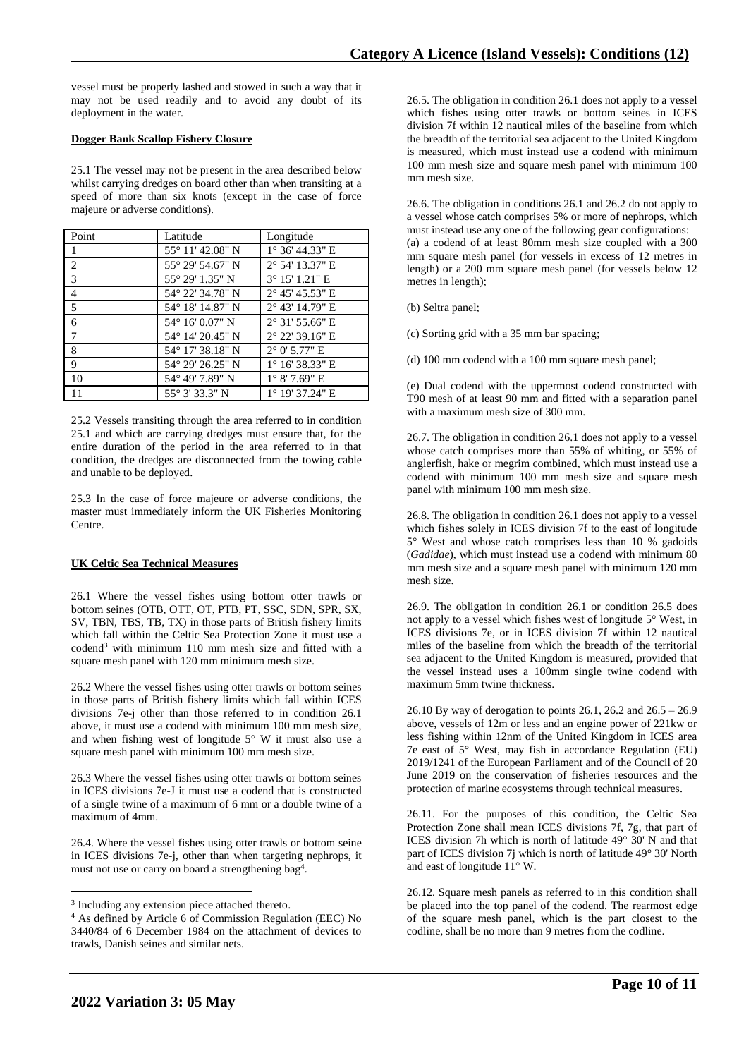vessel must be properly lashed and stowed in such a way that it may not be used readily and to avoid any doubt of its deployment in the water.

**Dogger Bank Scallop Fishery Closure**

25.1 The vessel may not be present in the area described below whilst carrying dredges on board other than when transiting at a speed of more than six knots (except in the case of force majeure or adverse conditions).

| Point | Latitude | Longitude |
|---|---|---|
| 1 | 55° 11' 42.08" N | 1° 36' 44.33" E |
| 2 | 55° 29' 54.67" N | 2° 54' 13.37" E |
| 3 | 55° 29' 1.35" N | 3° 15' 1.21" E |
| 4 | 54° 22' 34.78" N | 2° 45' 45.53" E |
| 5 | 54° 18' 14.87" N | 2° 43' 14.79" E |
| 6 | 54° 16' 0.07" N | 2° 31' 55.66" E |
| 7 | 54° 14' 20.45" N | 2° 22' 39.16" E |
| 8 | 54° 17' 38.18" N | 2° 0' 5.77" E |
| 9 | 54° 29' 26.25" N | 1° 16' 38.33" E |
| 10 | 54° 49' 7.89" N | 1° 8' 7.69" E |
| 11 | 55° 3' 33.3" N | 1° 19' 37.24" E |

25.2 Vessels transiting through the area referred to in condition 25.1 and which are carrying dredges must ensure that, for the entire duration of the period in the area referred to in that condition, the dredges are disconnected from the towing cable and unable to be deployed.

25.3 In the case of force majeure or adverse conditions, the master must immediately inform the UK Fisheries Monitoring Centre.

**UK Celtic Sea Technical Measures**

26.1 Where the vessel fishes using bottom otter trawls or bottom seines (OTB, OTT, OT, PTB, PT, SSC, SDN, SPR, SX, SV, TBN, TBS, TB, TX) in those parts of British fishery limits which fall within the Celtic Sea Protection Zone it must use a codend[3] with minimum 110 mm mesh size and fitted with a square mesh panel with 120 mm minimum mesh size.

26.2 Where the vessel fishes using otter trawls or bottom seines in those parts of British fishery limits which fall within ICES divisions 7e-j other than those referred to in condition 26.1 above, it must use a codend with minimum 100 mm mesh size, and when fishing west of longitude 5° W it must also use a square mesh panel with minimum 100 mm mesh size.

26.3 Where the vessel fishes using otter trawls or bottom seines in ICES divisions 7e-J it must use a codend that is constructed of a single twine of a maximum of 6 mm or a double twine of a maximum of 4mm.

26.4. Where the vessel fishes using otter trawls or bottom seine in ICES divisions 7e-j, other than when targeting nephrops, it must not use or carry on board a strengthening bag[4].

26.5. The obligation in condition 26.1 does not apply to a vessel which fishes using otter trawls or bottom seines in ICES division 7f within 12 nautical miles of the baseline from which the breadth of the territorial sea adjacent to the United Kingdom is measured, which must instead use a codend with minimum 100 mm mesh size and square mesh panel with minimum 100 mm mesh size.

26.6. The obligation in conditions 26.1 and 26.2 do not apply to a vessel whose catch comprises 5% or more of nephrops, which must instead use any one of the following gear configurations:
(a) a codend of at least 80mm mesh size coupled with a 300 mm square mesh panel (for vessels in excess of 12 metres in length) or a 200 mm square mesh panel (for vessels below 12 metres in length);

(b) Seltra panel;

(c) Sorting grid with a 35 mm bar spacing;

(d) 100 mm codend with a 100 mm square mesh panel;

(e) Dual codend with the uppermost codend constructed with T90 mesh of at least 90 mm and fitted with a separation panel with a maximum mesh size of 300 mm.

26.7. The obligation in condition 26.1 does not apply to a vessel whose catch comprises more than 55% of whiting, or 55% of anglerfish, hake or megrim combined, which must instead use a codend with minimum 100 mm mesh size and square mesh panel with minimum 100 mm mesh size.

26.8. The obligation in condition 26.1 does not apply to a vessel which fishes solely in ICES division 7f to the east of longitude 5° West and whose catch comprises less than 10 % gadoids (*Gadidae*), which must instead use a codend with minimum 80 mm mesh size and a square mesh panel with minimum 120 mm mesh size.

26.9. The obligation in condition 26.1 or condition 26.5 does not apply to a vessel which fishes west of longitude 5° West, in ICES divisions 7e, or in ICES division 7f within 12 nautical miles of the baseline from which the breadth of the territorial sea adjacent to the United Kingdom is measured, provided that the vessel instead uses a 100mm single twine codend with maximum 5mm twine thickness.

26.10 By way of derogation to points 26.1, 26.2 and 26.5 – 26.9 above, vessels of 12m or less and an engine power of 221kw or less fishing within 12nm of the United Kingdom in ICES area 7e east of 5° West, may fish in accordance Regulation (EU) 2019/1241 of the European Parliament and of the Council of 20 June 2019 on the conservation of fisheries resources and the protection of marine ecosystems through technical measures.

26.11. For the purposes of this condition, the Celtic Sea Protection Zone shall mean ICES divisions 7f, 7g, that part of ICES division 7h which is north of latitude 49° 30' N and that part of ICES division 7j which is north of latitude 49° 30' North and east of longitude 11° W.

26.12. Square mesh panels as referred to in this condition shall be placed into the top panel of the codend. The rearmost edge of the square mesh panel, which is the part closest to the codline, shall be no more than 9 metres from the codline.

[3] Including any extension piece attached thereto.

[4] As defined by Article 6 of Commission Regulation (EEC) No 3440/84 of 6 December 1984 on the attachment of devices to trawls, Danish seines and similar nets.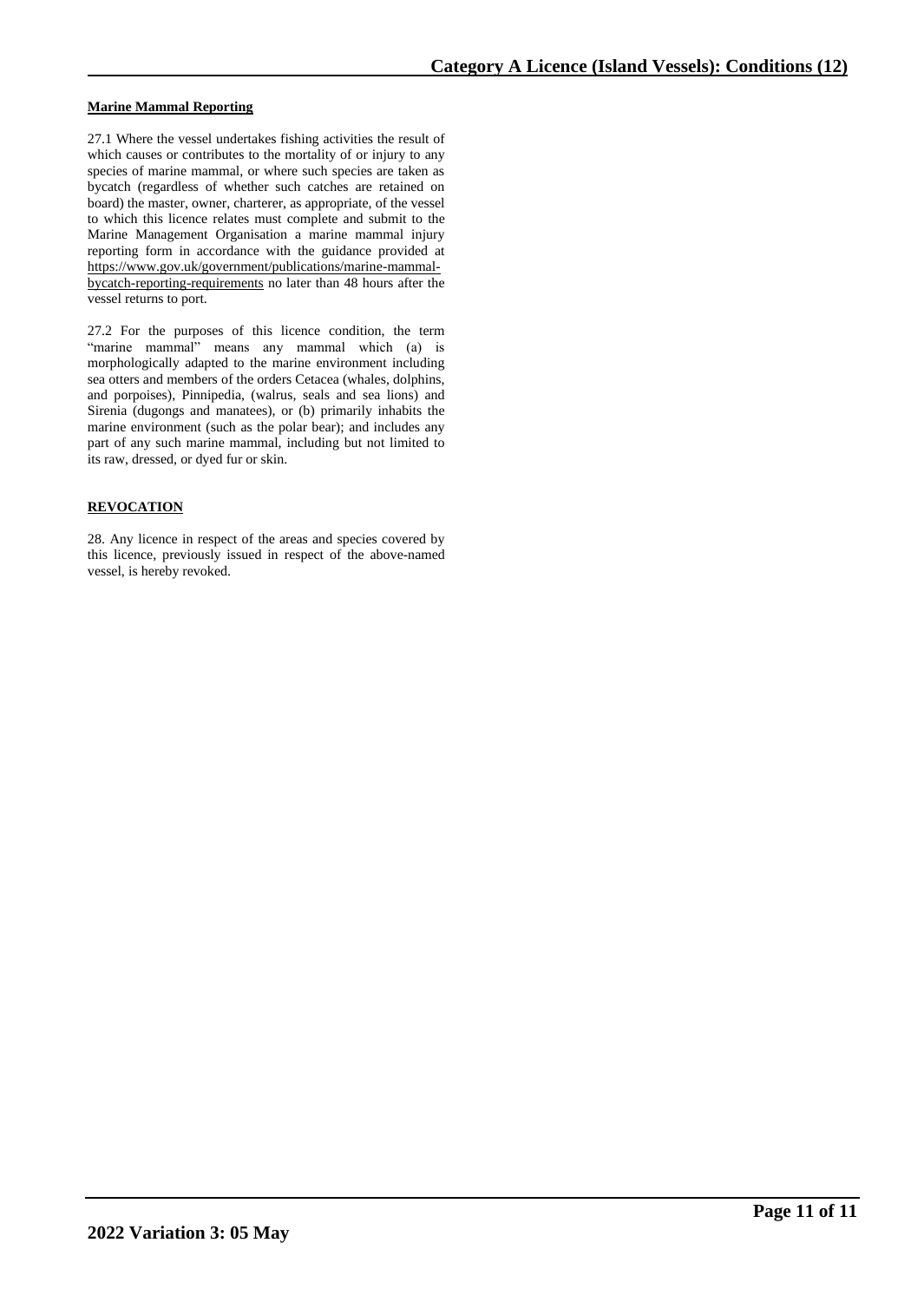**Marine Mammal Reporting**

27.1 Where the vessel undertakes fishing activities the result of which causes or contributes to the mortality of or injury to any species of marine mammal, or where such species are taken as bycatch (regardless of whether such catches are retained on board) the master, owner, charterer, as appropriate, of the vessel to which this licence relates must complete and submit to the Marine Management Organisation a marine mammal injury reporting form in accordance with the guidance provided at https://www.gov.uk/government/publications/marine-mammal-bycatch-reporting-requirements no later than 48 hours after the vessel returns to port.

27.2 For the purposes of this licence condition, the term "marine mammal" means any mammal which (a) is morphologically adapted to the marine environment including sea otters and members of the orders Cetacea (whales, dolphins, and porpoises), Pinnipedia, (walrus, seals and sea lions) and Sirenia (dugongs and manatees), or (b) primarily inhabits the marine environment (such as the polar bear); and includes any part of any such marine mammal, including but not limited to its raw, dressed, or dyed fur or skin.

**REVOCATION**

28. Any licence in respect of the areas and species covered by this licence, previously issued in respect of the above-named vessel, is hereby revoked.